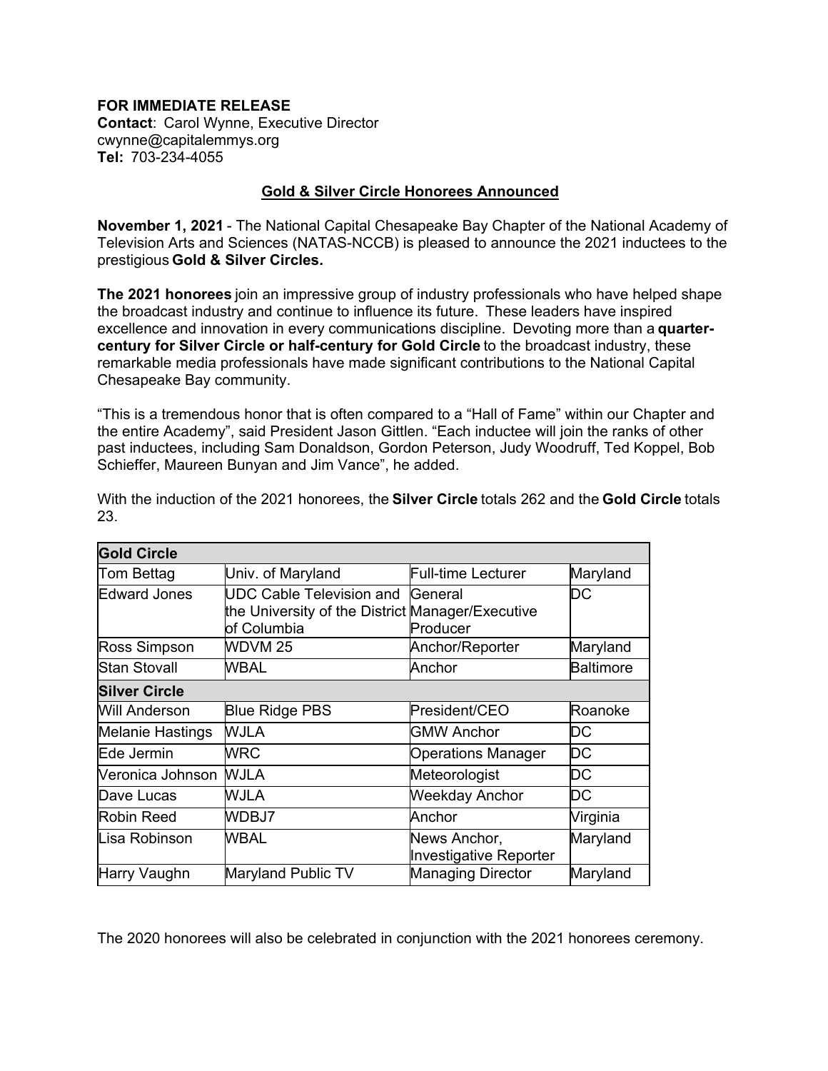**FOR IMMEDIATE RELEASE**
**Contact**: Carol Wynne, Executive Director
cwynne@capitalemmys.org
**Tel:** 703-234-4055

## Gold & Silver Circle Honorees Announced

**November 1, 2021** - The National Capital Chesapeake Bay Chapter of the National Academy of Television Arts and Sciences (NATAS-NCCB) is pleased to announce the 2021 inductees to the prestigious **Gold & Silver Circles.**

**The 2021 honorees** join an impressive group of industry professionals who have helped shape the broadcast industry and continue to influence its future. These leaders have inspired excellence and innovation in every communications discipline. Devoting more than a **quarter-century for Silver Circle or half-century for Gold Circle** to the broadcast industry, these remarkable media professionals have made significant contributions to the National Capital Chesapeake Bay community.

"This is a tremendous honor that is often compared to a "Hall of Fame" within our Chapter and the entire Academy", said President Jason Gittlen. "Each inductee will join the ranks of other past inductees, including Sam Donaldson, Gordon Peterson, Judy Woodruff, Ted Koppel, Bob Schieffer, Maureen Bunyan and Jim Vance", he added.

With the induction of the 2021 honorees, the **Silver Circle** totals 262 and the **Gold Circle** totals 23.

| **Gold Circle** | | | |
|---|---|---|---|
| Tom Bettag | Univ. of Maryland | Full-time Lecturer | Maryland |
| Edward Jones | UDC Cable Television and the University of the District of Columbia | General Manager/Executive Producer | DC |
| Ross Simpson | WDVM 25 | Anchor/Reporter | Maryland |
| Stan Stovall | WBAL | Anchor | Baltimore |
| **Silver Circle** | | | |
| Will Anderson | Blue Ridge PBS | President/CEO | Roanoke |
| Melanie Hastings | WJLA | GMW Anchor | DC |
| Ede Jermin | WRC | Operations Manager | DC |
| Veronica Johnson | WJLA | Meteorologist | DC |
| Dave Lucas | WJLA | Weekday Anchor | DC |
| Robin Reed | WDBJ7 | Anchor | Virginia |
| Lisa Robinson | WBAL | News Anchor, Investigative Reporter | Maryland |
| Harry Vaughn | Maryland Public TV | Managing Director | Maryland |

The 2020 honorees will also be celebrated in conjunction with the 2021 honorees ceremony.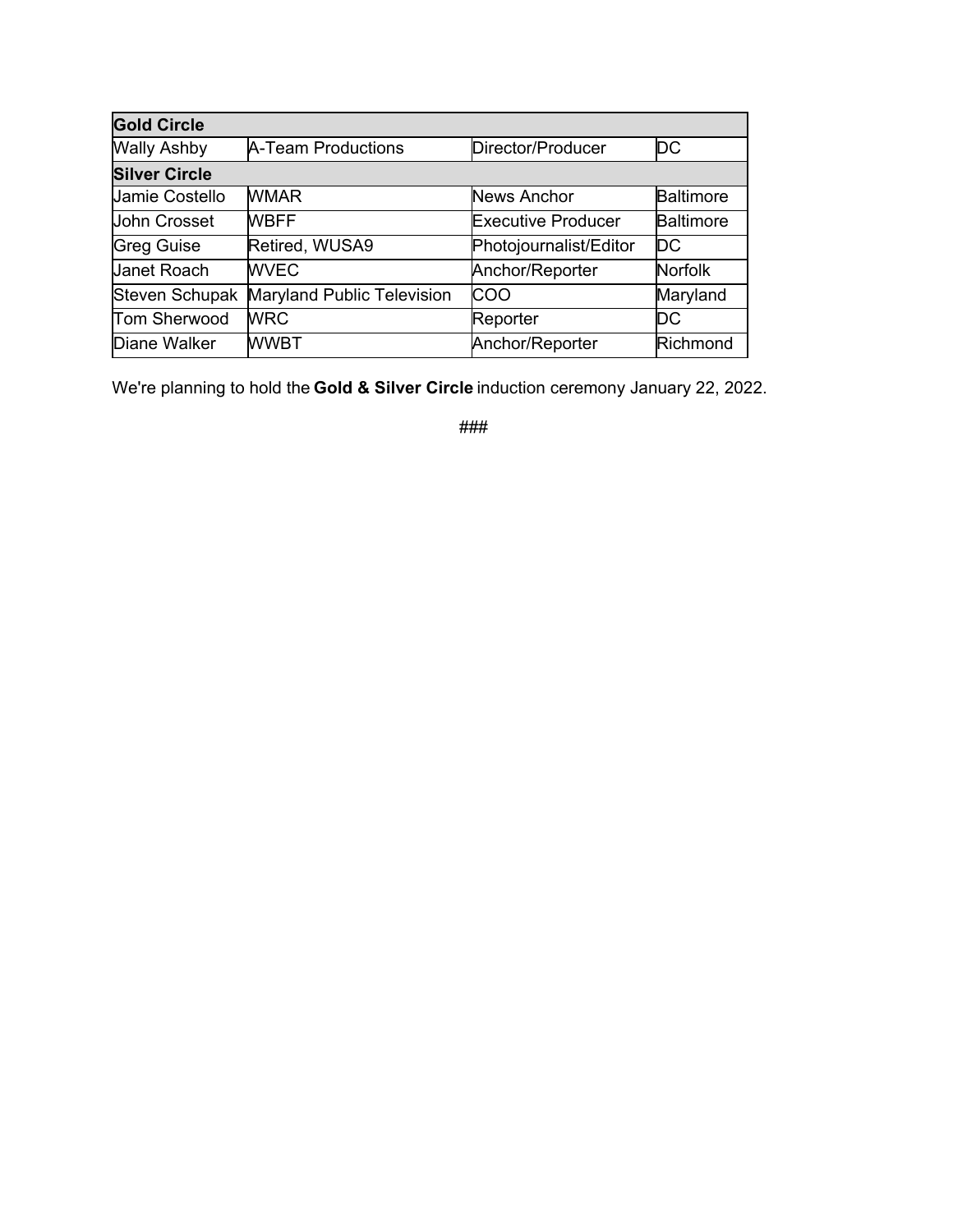| | | | |
|---|---|---|---|
| **Gold Circle** | | | |
| Wally Ashby | A-Team Productions | Director/Producer | DC |
| **Silver Circle** | | | |
| Jamie Costello | WMAR | News Anchor | Baltimore |
| John Crosset | WBFF | Executive Producer | Baltimore |
| Greg Guise | Retired, WUSA9 | Photojournalist/Editor | DC |
| Janet Roach | WVEC | Anchor/Reporter | Norfolk |
| Steven Schupak | Maryland Public Television | COO | Maryland |
| Tom Sherwood | WRC | Reporter | DC |
| Diane Walker | WWBT | Anchor/Reporter | Richmond |

We're planning to hold the **Gold & Silver Circle** induction ceremony January 22, 2022.

###